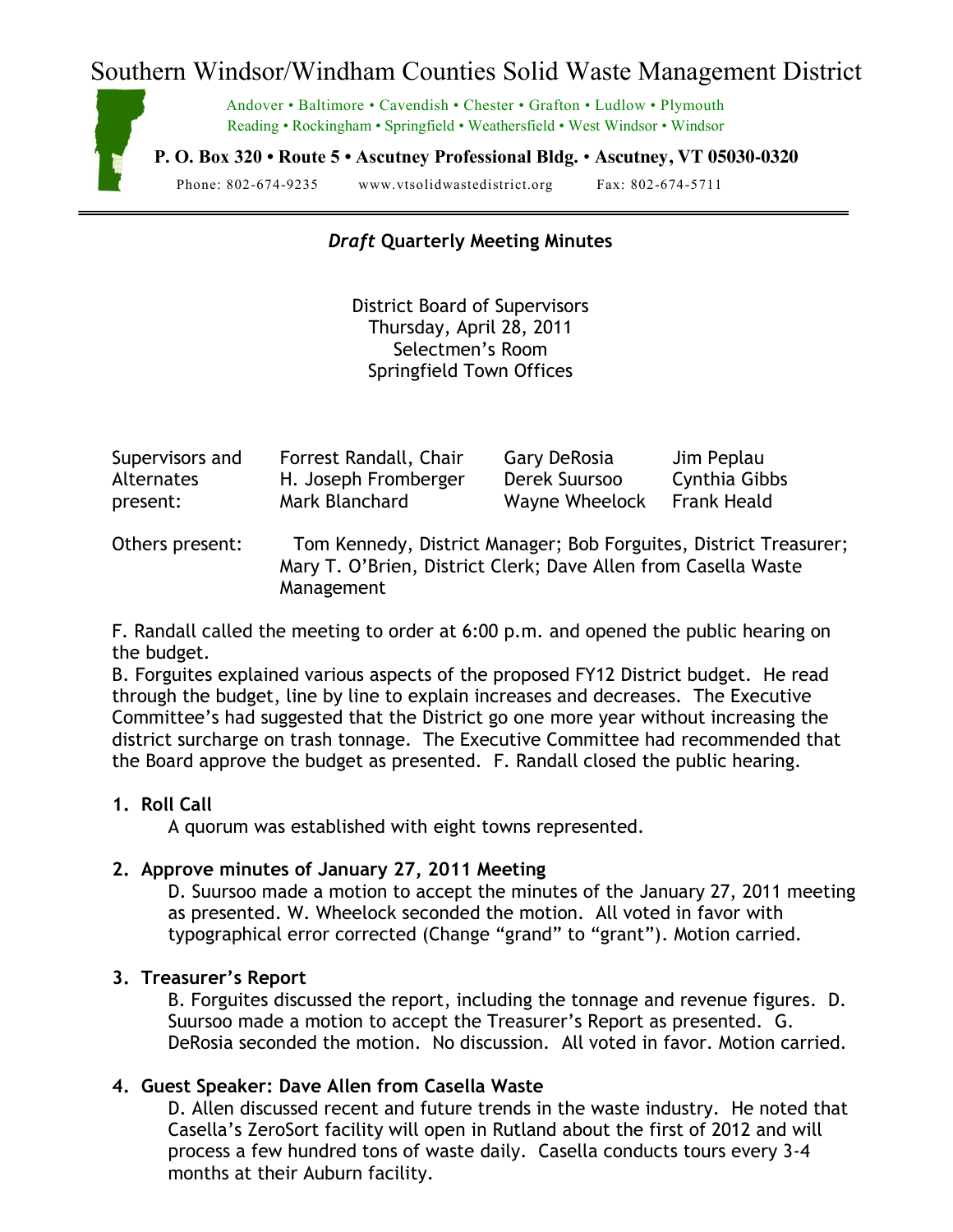# Southern Windsor/Windham Counties Solid Waste Management District

Andover • Baltimore • Cavendish • Chester • Grafton • Ludlow • Plymouth
Reading • Rockingham • Springfield • Weathersfield • West Windsor • Windsor

**P. O. Box 320 • Route 5 • Ascutney Professional Bldg. • Ascutney, VT 05030-0320**

Phone: 802-674-9235 www.vtsolidwastedistrict.org Fax: 802-674-5711

---

## *Draft* Quarterly Meeting Minutes

District Board of Supervisors
Thursday, April 28, 2011
Selectmen's Room
Springfield Town Offices

| Supervisors and Alternates present: | Forrest Randall, Chair | Gary DeRosia | Jim Peplau |
|---|---|---|---|
| | H. Joseph Fromberger | Derek Suursoo | Cynthia Gibbs |
| | Mark Blanchard | Wayne Wheelock | Frank Heald |

Others present: Tom Kennedy, District Manager; Bob Forguites, District Treasurer; Mary T. O'Brien, District Clerk; Dave Allen from Casella Waste Management

F. Randall called the meeting to order at 6:00 p.m. and opened the public hearing on the budget.

B. Forguites explained various aspects of the proposed FY12 District budget. He read through the budget, line by line to explain increases and decreases. The Executive Committee's had suggested that the District go one more year without increasing the district surcharge on trash tonnage. The Executive Committee had recommended that the Board approve the budget as presented. F. Randall closed the public hearing.

1. **Roll Call**

   A quorum was established with eight towns represented.

2. **Approve minutes of January 27, 2011 Meeting**

   D. Suursoo made a motion to accept the minutes of the January 27, 2011 meeting as presented. W. Wheelock seconded the motion. All voted in favor with typographical error corrected (Change "grand" to "grant"). Motion carried.

3. **Treasurer's Report**

   B. Forguites discussed the report, including the tonnage and revenue figures. D. Suursoo made a motion to accept the Treasurer's Report as presented. G. DeRosia seconded the motion. No discussion. All voted in favor. Motion carried.

4. **Guest Speaker: Dave Allen from Casella Waste**

   D. Allen discussed recent and future trends in the waste industry. He noted that Casella's ZeroSort facility will open in Rutland about the first of 2012 and will process a few hundred tons of waste daily. Casella conducts tours every 3-4 months at their Auburn facility.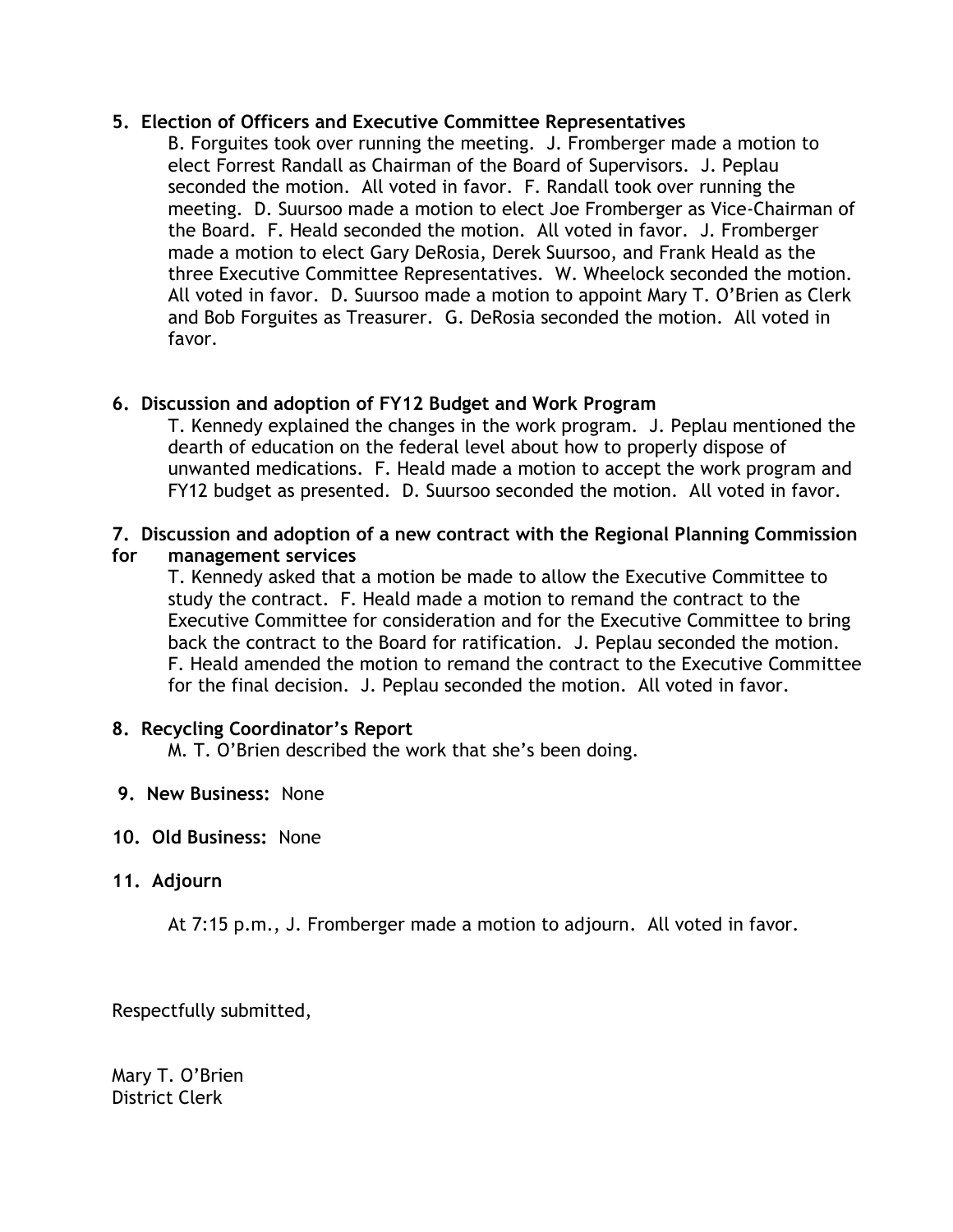**5. Election of Officers and Executive Committee Representatives**

B. Forguites took over running the meeting. J. Fromberger made a motion to elect Forrest Randall as Chairman of the Board of Supervisors. J. Peplau seconded the motion. All voted in favor. F. Randall took over running the meeting. D. Suursoo made a motion to elect Joe Fromberger as Vice-Chairman of the Board. F. Heald seconded the motion. All voted in favor. J. Fromberger made a motion to elect Gary DeRosia, Derek Suursoo, and Frank Heald as the three Executive Committee Representatives. W. Wheelock seconded the motion. All voted in favor. D. Suursoo made a motion to appoint Mary T. O'Brien as Clerk and Bob Forguites as Treasurer. G. DeRosia seconded the motion. All voted in favor.

**6. Discussion and adoption of FY12 Budget and Work Program**

T. Kennedy explained the changes in the work program. J. Peplau mentioned the dearth of education on the federal level about how to properly dispose of unwanted medications. F. Heald made a motion to accept the work program and FY12 budget as presented. D. Suursoo seconded the motion. All voted in favor.

**7. Discussion and adoption of a new contract with the Regional Planning Commission for management services**

T. Kennedy asked that a motion be made to allow the Executive Committee to study the contract. F. Heald made a motion to remand the contract to the Executive Committee for consideration and for the Executive Committee to bring back the contract to the Board for ratification. J. Peplau seconded the motion. F. Heald amended the motion to remand the contract to the Executive Committee for the final decision. J. Peplau seconded the motion. All voted in favor.

**8. Recycling Coordinator's Report**

M. T. O'Brien described the work that she's been doing.

**9. New Business:** None

**10. Old Business:** None

**11. Adjourn**

At 7:15 p.m., J. Fromberger made a motion to adjourn. All voted in favor.

Respectfully submitted,

Mary T. O'Brien
District Clerk